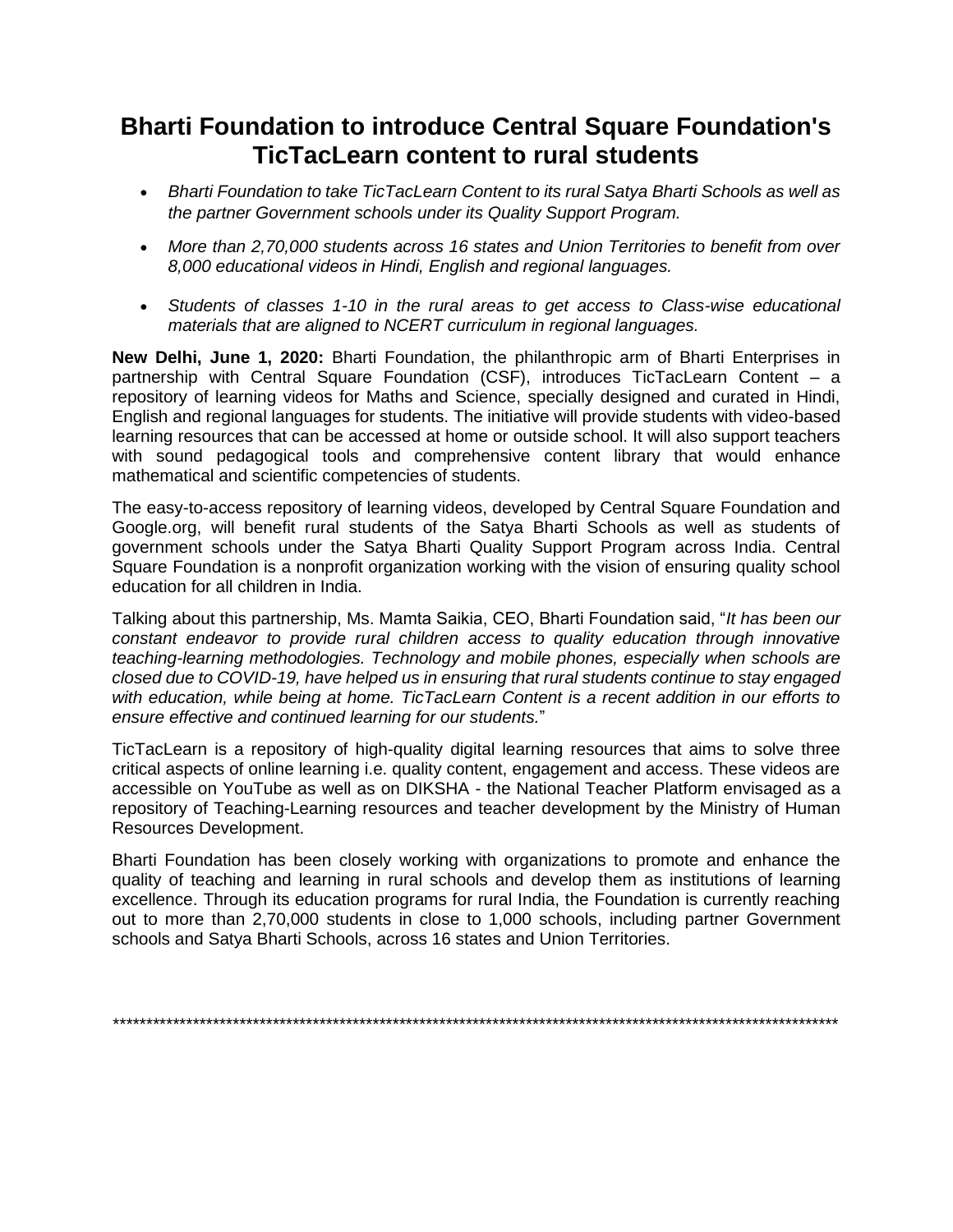# Bharti Foundation to introduce Central Square Foundation's TicTacLearn content to rural students

- *Bharti Foundation to take TicTacLearn Content to its rural Satya Bharti Schools as well as the partner Government schools under its Quality Support Program.*
- *More than 2,70,000 students across 16 states and Union Territories to benefit from over 8,000 educational videos in Hindi, English and regional languages.*
- *Students of classes 1-10 in the rural areas to get access to Class-wise educational materials that are aligned to NCERT curriculum in regional languages.*

**New Delhi, June 1, 2020:** Bharti Foundation, the philanthropic arm of Bharti Enterprises in partnership with Central Square Foundation (CSF), introduces TicTacLearn Content – a repository of learning videos for Maths and Science, specially designed and curated in Hindi, English and regional languages for students. The initiative will provide students with video-based learning resources that can be accessed at home or outside school. It will also support teachers with sound pedagogical tools and comprehensive content library that would enhance mathematical and scientific competencies of students.

The easy-to-access repository of learning videos, developed by Central Square Foundation and Google.org, will benefit rural students of the Satya Bharti Schools as well as students of government schools under the Satya Bharti Quality Support Program across India. Central Square Foundation is a nonprofit organization working with the vision of ensuring quality school education for all children in India.

Talking about this partnership, Ms. Mamta Saikia, CEO, Bharti Foundation said, "*It has been our constant endeavor to provide rural children access to quality education through innovative teaching-learning methodologies. Technology and mobile phones, especially when schools are closed due to COVID-19, have helped us in ensuring that rural students continue to stay engaged with education, while being at home. TicTacLearn Content is a recent addition in our efforts to ensure effective and continued learning for our students.*"

TicTacLearn is a repository of high-quality digital learning resources that aims to solve three critical aspects of online learning i.e. quality content, engagement and access. These videos are accessible on YouTube as well as on DIKSHA - the National Teacher Platform envisaged as a repository of Teaching-Learning resources and teacher development by the Ministry of Human Resources Development.

Bharti Foundation has been closely working with organizations to promote and enhance the quality of teaching and learning in rural schools and develop them as institutions of learning excellence. Through its education programs for rural India, the Foundation is currently reaching out to more than 2,70,000 students in close to 1,000 schools, including partner Government schools and Satya Bharti Schools, across 16 states and Union Territories.

*******************************************************************************************************************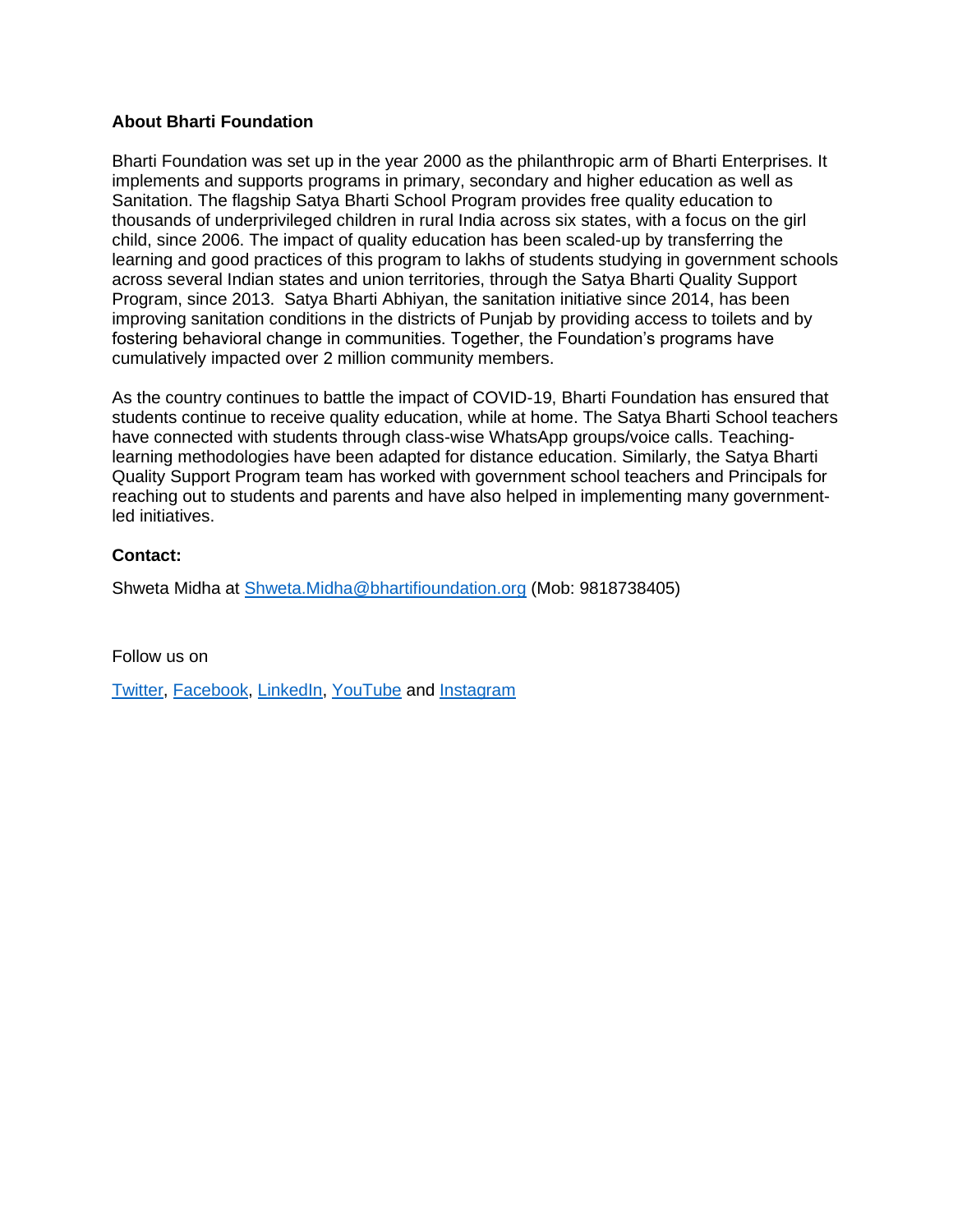**About Bharti Foundation**

Bharti Foundation was set up in the year 2000 as the philanthropic arm of Bharti Enterprises. It implements and supports programs in primary, secondary and higher education as well as Sanitation. The flagship Satya Bharti School Program provides free quality education to thousands of underprivileged children in rural India across six states, with a focus on the girl child, since 2006. The impact of quality education has been scaled-up by transferring the learning and good practices of this program to lakhs of students studying in government schools across several Indian states and union territories, through the Satya Bharti Quality Support Program, since 2013. Satya Bharti Abhiyan, the sanitation initiative since 2014, has been improving sanitation conditions in the districts of Punjab by providing access to toilets and by fostering behavioral change in communities. Together, the Foundation's programs have cumulatively impacted over 2 million community members.

As the country continues to battle the impact of COVID-19, Bharti Foundation has ensured that students continue to receive quality education, while at home. The Satya Bharti School teachers have connected with students through class-wise WhatsApp groups/voice calls. Teaching-learning methodologies have been adapted for distance education. Similarly, the Satya Bharti Quality Support Program team has worked with government school teachers and Principals for reaching out to students and parents and have also helped in implementing many government-led initiatives.

**Contact:**

Shweta Midha at Shweta.Midha@bhartifioundation.org (Mob: 9818738405)

Follow us on

Twitter, Facebook, LinkedIn, YouTube and Instagram